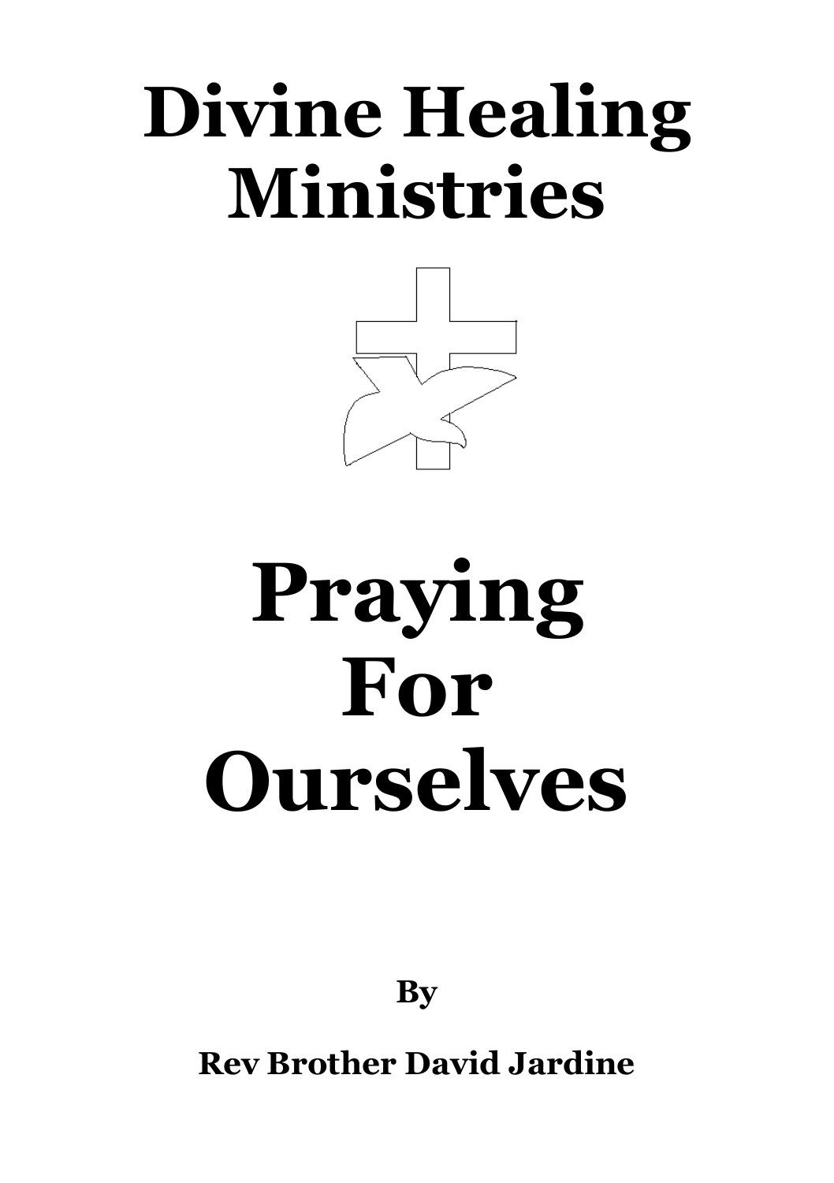# Divine Healing Ministries

# Praying For Ourselves

**By**

**Rev Brother David Jardine**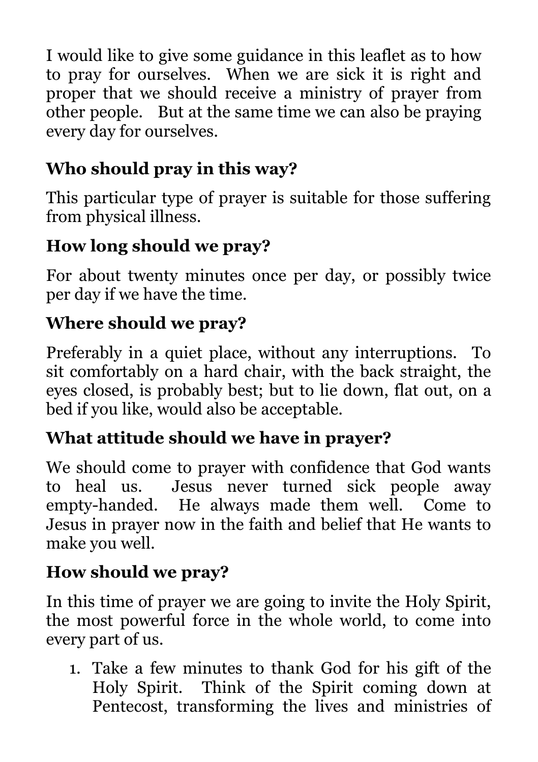I would like to give some guidance in this leaflet as to how to pray for ourselves. When we are sick it is right and proper that we should receive a ministry of prayer from other people. But at the same time we can also be praying every day for ourselves.

## Who should pray in this way?

This particular type of prayer is suitable for those suffering from physical illness.

## How long should we pray?

For about twenty minutes once per day, or possibly twice per day if we have the time.

## Where should we pray?

Preferably in a quiet place, without any interruptions. To sit comfortably on a hard chair, with the back straight, the eyes closed, is probably best; but to lie down, flat out, on a bed if you like, would also be acceptable.

## What attitude should we have in prayer?

We should come to prayer with confidence that God wants to heal us. Jesus never turned sick people away empty-handed. He always made them well. Come to Jesus in prayer now in the faith and belief that He wants to make you well.

## How should we pray?

In this time of prayer we are going to invite the Holy Spirit, the most powerful force in the whole world, to come into every part of us.

1. Take a few minutes to thank God for his gift of the Holy Spirit. Think of the Spirit coming down at Pentecost, transforming the lives and ministries of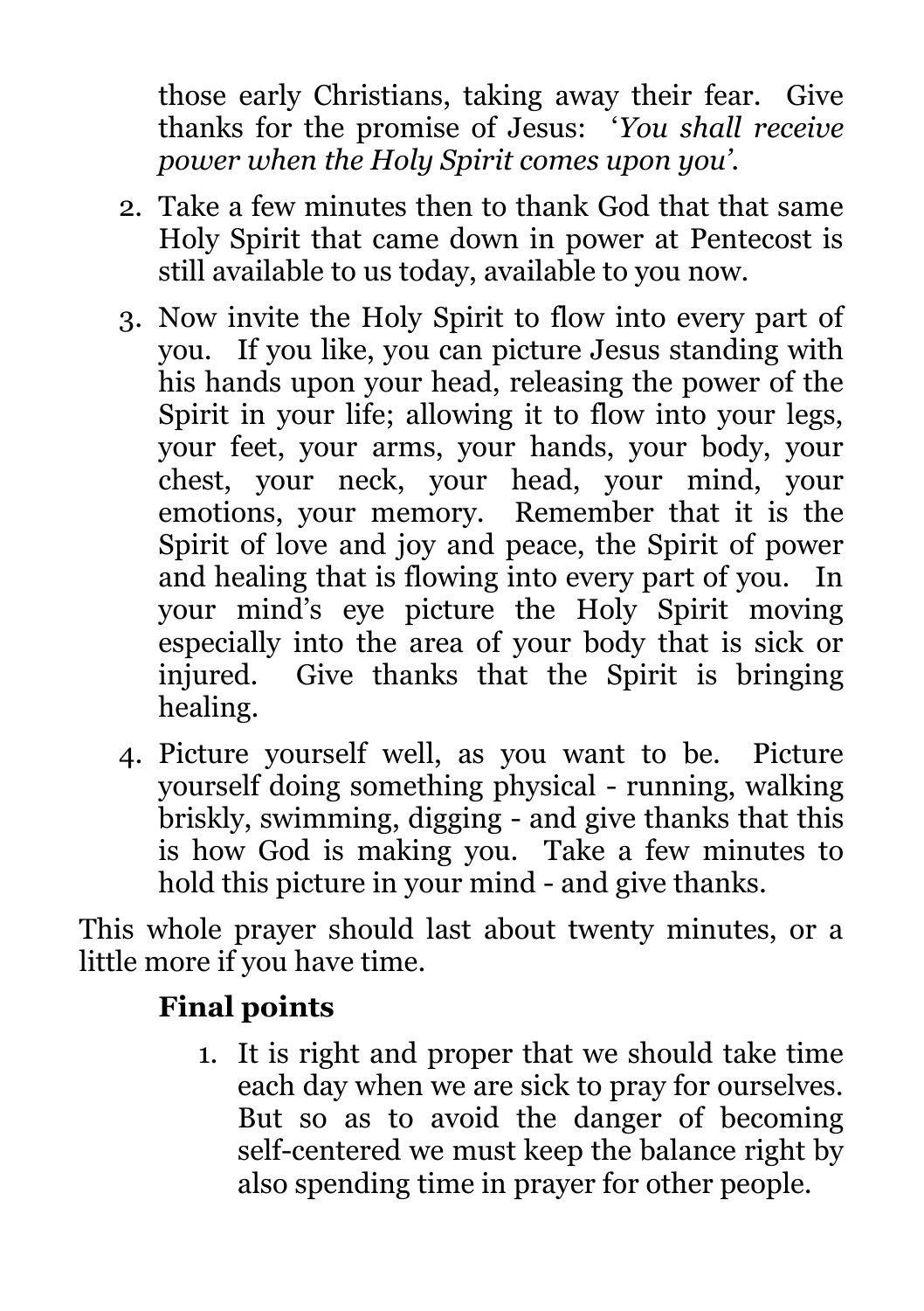those early Christians, taking away their fear. Give thanks for the promise of Jesus: '*You shall receive power when the Holy Spirit comes upon you*'.

2. Take a few minutes then to thank God that that same Holy Spirit that came down in power at Pentecost is still available to us today, available to you now.
3. Now invite the Holy Spirit to flow into every part of you. If you like, you can picture Jesus standing with his hands upon your head, releasing the power of the Spirit in your life; allowing it to flow into your legs, your feet, your arms, your hands, your body, your chest, your neck, your head, your mind, your emotions, your memory. Remember that it is the Spirit of love and joy and peace, the Spirit of power and healing that is flowing into every part of you. In your mind's eye picture the Holy Spirit moving especially into the area of your body that is sick or injured. Give thanks that the Spirit is bringing healing.
4. Picture yourself well, as you want to be. Picture yourself doing something physical - running, walking briskly, swimming, digging - and give thanks that this is how God is making you. Take a few minutes to hold this picture in your mind - and give thanks.

This whole prayer should last about twenty minutes, or a little more if you have time.

## Final points

1. It is right and proper that we should take time each day when we are sick to pray for ourselves. But so as to avoid the danger of becoming self-centered we must keep the balance right by also spending time in prayer for other people.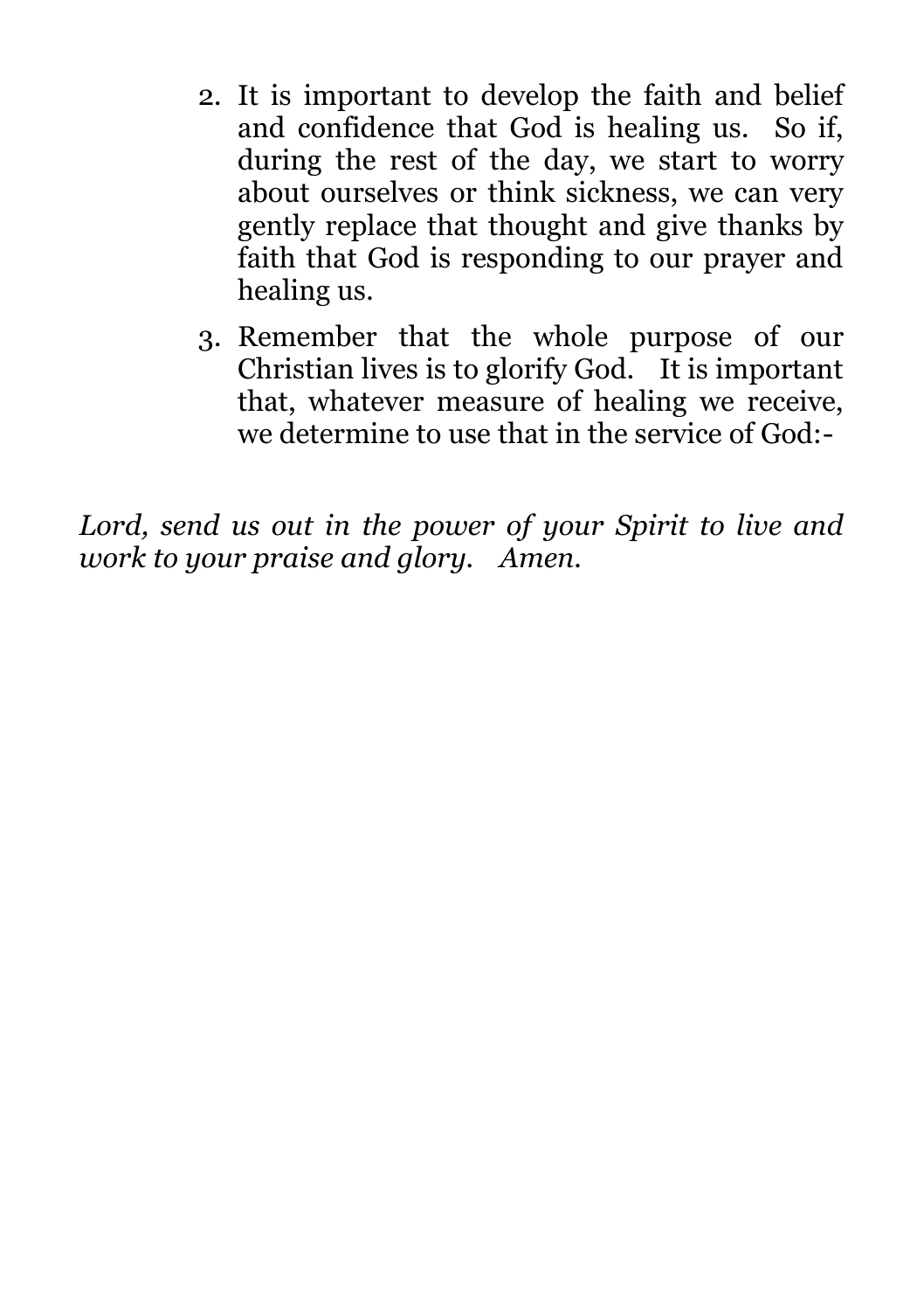2. It is important to develop the faith and belief and confidence that God is healing us. So if, during the rest of the day, we start to worry about ourselves or think sickness, we can very gently replace that thought and give thanks by faith that God is responding to our prayer and healing us.
3. Remember that the whole purpose of our Christian lives is to glorify God. It is important that, whatever measure of healing we receive, we determine to use that in the service of God:-

*Lord, send us out in the power of your Spirit to live and work to your praise and glory. Amen.*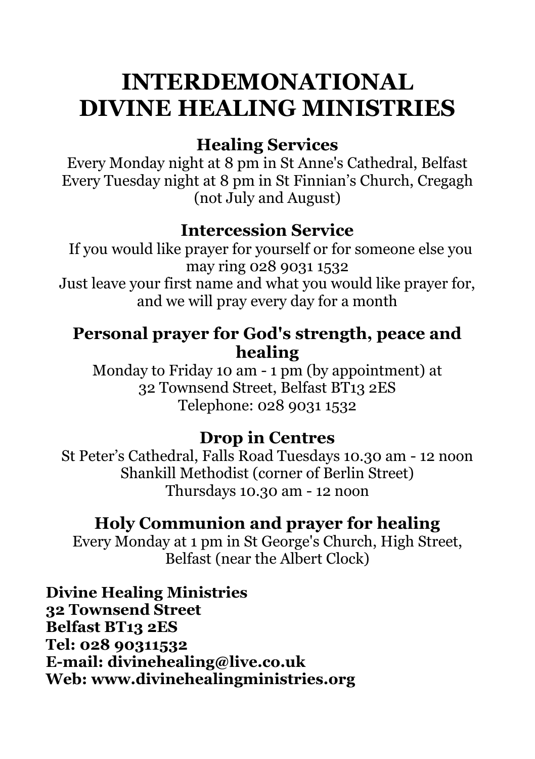# INTERDEMONATIONAL DIVINE HEALING MINISTRIES

## Healing Services

Every Monday night at 8 pm in St Anne's Cathedral, Belfast
Every Tuesday night at 8 pm in St Finnian's Church, Cregagh
(not July and August)

## Intercession Service

If you would like prayer for yourself or for someone else you may ring 028 9031 1532
Just leave your first name and what you would like prayer for, and we will pray every day for a month

## Personal prayer for God's strength, peace and healing

Monday to Friday 10 am - 1 pm (by appointment) at
32 Townsend Street, Belfast BT13 2ES
Telephone: 028 9031 1532

## Drop in Centres

St Peter's Cathedral, Falls Road Tuesdays 10.30 am - 12 noon
Shankill Methodist (corner of Berlin Street)
Thursdays 10.30 am - 12 noon

## Holy Communion and prayer for healing

Every Monday at 1 pm in St George's Church, High Street, Belfast (near the Albert Clock)

**Divine Healing Ministries**
**32 Townsend Street**
**Belfast BT13 2ES**
**Tel: 028 90311532**
**E-mail: divinehealing@live.co.uk**
**Web: www.divinehealingministries.org**